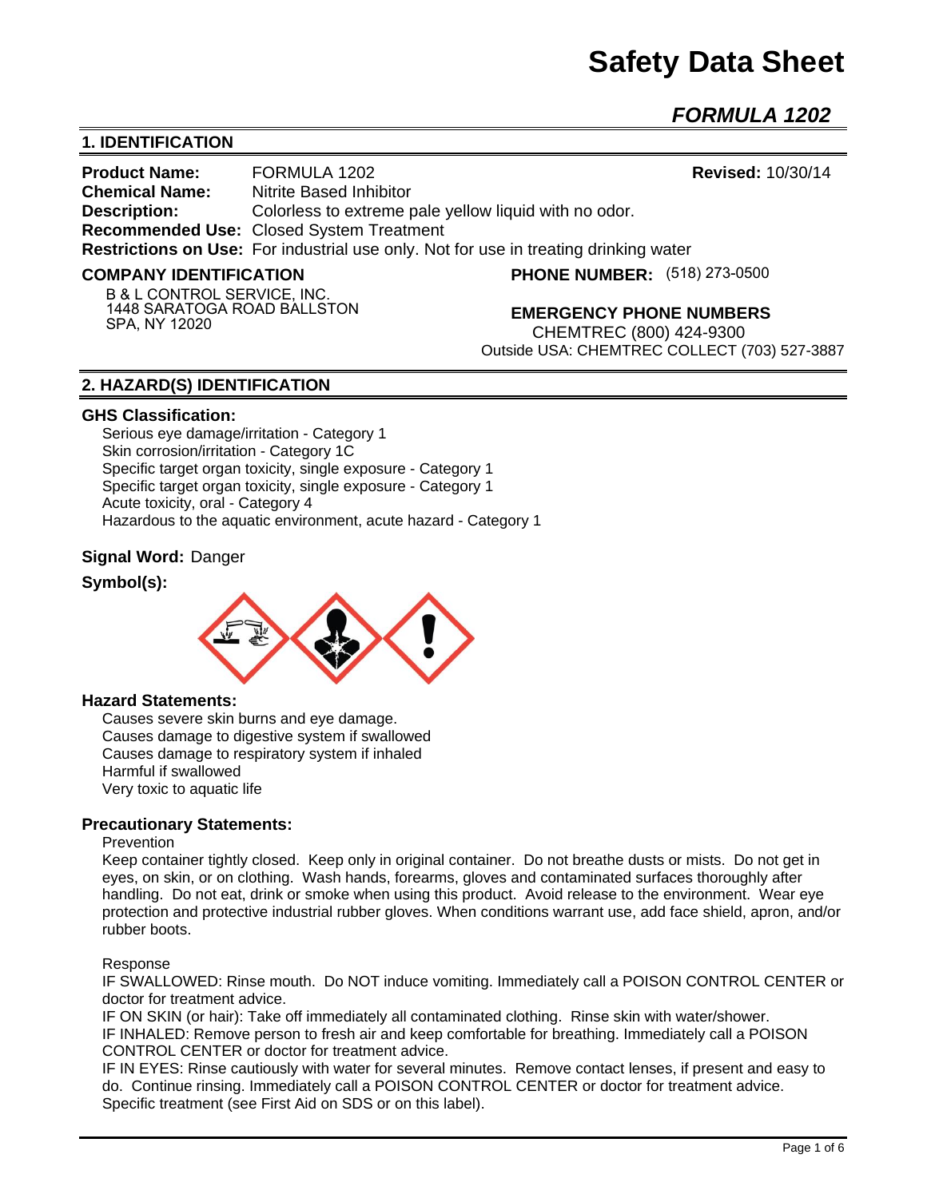# Safety Data Sheet

## *FORMULA 1202*

## 1. IDENTIFICATION

**Product Name:** FORMULA 1202 **Revised:** 10/30/14
**Chemical Name:** Nitrite Based Inhibitor
**Description:** Colorless to extreme pale yellow liquid with no odor.
**Recommended Use:** Closed System Treatment
**Restrictions on Use:** For industrial use only. Not for use in treating drinking water

**COMPANY IDENTIFICATION**

B & L CONTROL SERVICE, INC.
1448 SARATOGA ROAD BALLSTON SPA, NY 12020

**PHONE NUMBER:** (518) 273-0500

**EMERGENCY PHONE NUMBERS**

CHEMTREC (800) 424-9300
Outside USA: CHEMTREC COLLECT (703) 527-3887

## 2. HAZARD(S) IDENTIFICATION

### GHS Classification:

Serious eye damage/irritation - Category 1
Skin corrosion/irritation - Category 1C
Specific target organ toxicity, single exposure - Category 1
Specific target organ toxicity, single exposure - Category 1
Acute toxicity, oral - Category 4
Hazardous to the aquatic environment, acute hazard - Category 1

**Signal Word:** Danger

**Symbol(s):**

### Hazard Statements:

Causes severe skin burns and eye damage.
Causes damage to digestive system if swallowed
Causes damage to respiratory system if inhaled
Harmful if swallowed
Very toxic to aquatic life

### Precautionary Statements:

Prevention

Keep container tightly closed. Keep only in original container. Do not breathe dusts or mists. Do not get in eyes, on skin, or on clothing. Wash hands, forearms, gloves and contaminated surfaces thoroughly after handling. Do not eat, drink or smoke when using this product. Avoid release to the environment. Wear eye protection and protective industrial rubber gloves. When conditions warrant use, add face shield, apron, and/or rubber boots.

Response

IF SWALLOWED: Rinse mouth. Do NOT induce vomiting. Immediately call a POISON CONTROL CENTER or doctor for treatment advice.
IF ON SKIN (or hair): Take off immediately all contaminated clothing. Rinse skin with water/shower.
IF INHALED: Remove person to fresh air and keep comfortable for breathing. Immediately call a POISON CONTROL CENTER or doctor for treatment advice.
IF IN EYES: Rinse cautiously with water for several minutes. Remove contact lenses, if present and easy to do. Continue rinsing. Immediately call a POISON CONTROL CENTER or doctor for treatment advice.
Specific treatment (see First Aid on SDS or on this label).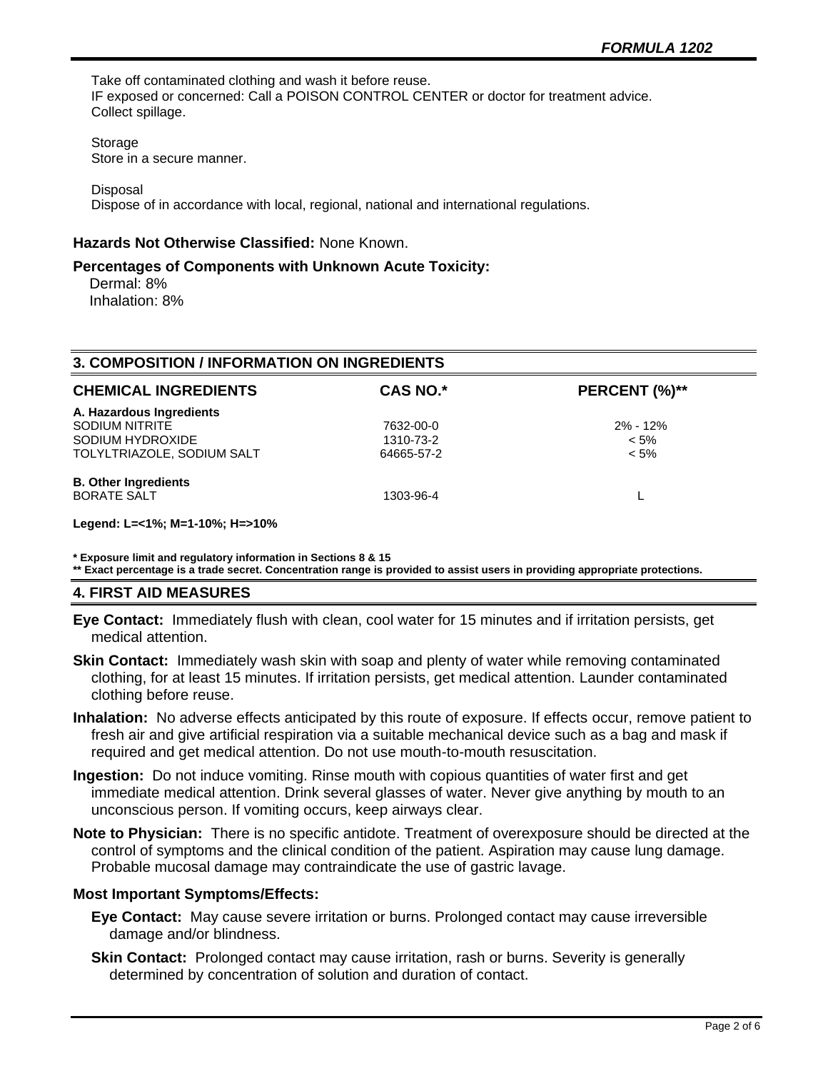Take off contaminated clothing and wash it before reuse.
IF exposed or concerned: Call a POISON CONTROL CENTER or doctor for treatment advice.
Collect spillage.

Storage
Store in a secure manner.

Disposal
Dispose of in accordance with local, regional, national and international regulations.

**Hazards Not Otherwise Classified:** None Known.

**Percentages of Components with Unknown Acute Toxicity:**
Dermal: 8%
Inhalation: 8%

## 3. COMPOSITION / INFORMATION ON INGREDIENTS

| CHEMICAL INGREDIENTS | CAS NO.* | PERCENT (%)** |
|---|---|---|
| **A. Hazardous Ingredients** | | |
| SODIUM NITRITE | 7632-00-0 | 2% - 12% |
| SODIUM HYDROXIDE | 1310-73-2 | < 5% |
| TOLYLTRIAZOLE, SODIUM SALT | 64665-57-2 | < 5% |
| **B. Other Ingredients** | | |
| BORATE SALT | 1303-96-4 | L |

**Legend: L=<1%; M=1-10%; H=>10%**

**\* Exposure limit and regulatory information in Sections 8 & 15**
**\*\* Exact percentage is a trade secret. Concentration range is provided to assist users in providing appropriate protections.**

## 4. FIRST AID MEASURES

**Eye Contact:** Immediately flush with clean, cool water for 15 minutes and if irritation persists, get medical attention.

**Skin Contact:** Immediately wash skin with soap and plenty of water while removing contaminated clothing, for at least 15 minutes. If irritation persists, get medical attention. Launder contaminated clothing before reuse.

**Inhalation:** No adverse effects anticipated by this route of exposure. If effects occur, remove patient to fresh air and give artificial respiration via a suitable mechanical device such as a bag and mask if required and get medical attention. Do not use mouth-to-mouth resuscitation.

**Ingestion:** Do not induce vomiting. Rinse mouth with copious quantities of water first and get immediate medical attention. Drink several glasses of water. Never give anything by mouth to an unconscious person. If vomiting occurs, keep airways clear.

**Note to Physician:** There is no specific antidote. Treatment of overexposure should be directed at the control of symptoms and the clinical condition of the patient. Aspiration may cause lung damage. Probable mucosal damage may contraindicate the use of gastric lavage.

**Most Important Symptoms/Effects:**

**Eye Contact:** May cause severe irritation or burns. Prolonged contact may cause irreversible damage and/or blindness.

**Skin Contact:** Prolonged contact may cause irritation, rash or burns. Severity is generally determined by concentration of solution and duration of contact.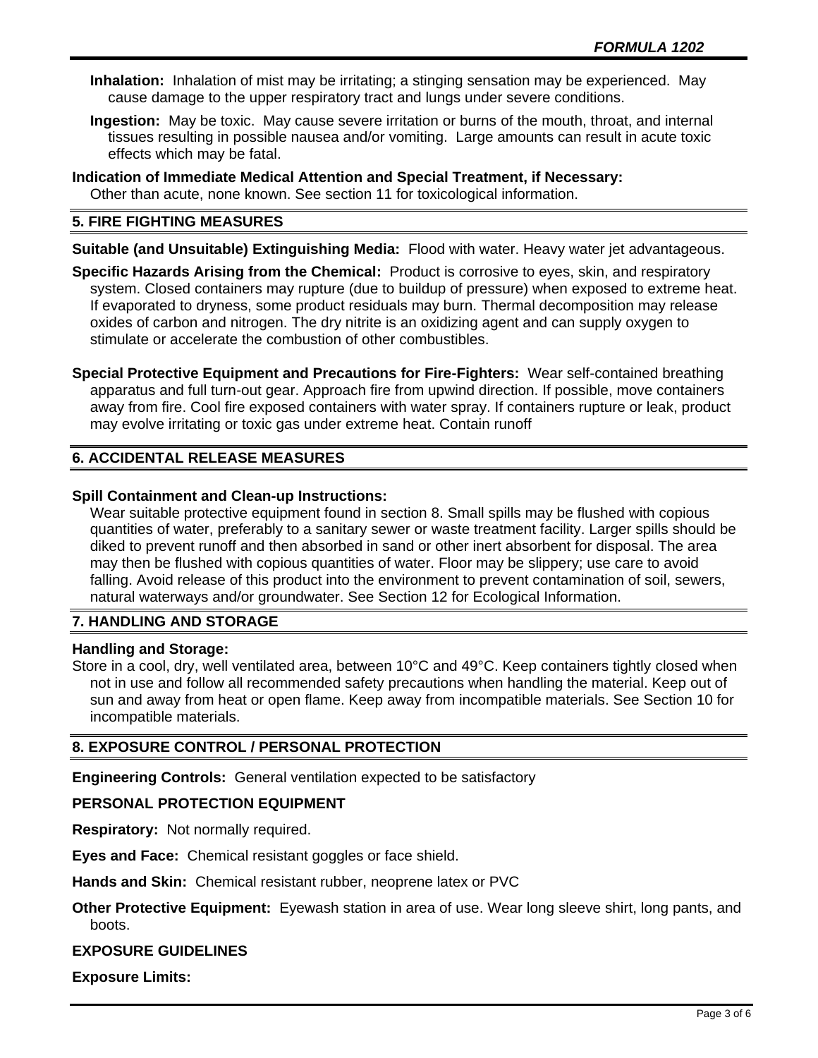**Inhalation:** Inhalation of mist may be irritating; a stinging sensation may be experienced. May cause damage to the upper respiratory tract and lungs under severe conditions.

**Ingestion:** May be toxic. May cause severe irritation or burns of the mouth, throat, and internal tissues resulting in possible nausea and/or vomiting. Large amounts can result in acute toxic effects which may be fatal.

**Indication of Immediate Medical Attention and Special Treatment, if Necessary:**
Other than acute, none known. See section 11 for toxicological information.

## 5. FIRE FIGHTING MEASURES

**Suitable (and Unsuitable) Extinguishing Media:** Flood with water. Heavy water jet advantageous.

**Specific Hazards Arising from the Chemical:** Product is corrosive to eyes, skin, and respiratory system. Closed containers may rupture (due to buildup of pressure) when exposed to extreme heat. If evaporated to dryness, some product residuals may burn. Thermal decomposition may release oxides of carbon and nitrogen. The dry nitrite is an oxidizing agent and can supply oxygen to stimulate or accelerate the combustion of other combustibles.

**Special Protective Equipment and Precautions for Fire-Fighters:** Wear self-contained breathing apparatus and full turn-out gear. Approach fire from upwind direction. If possible, move containers away from fire. Cool fire exposed containers with water spray. If containers rupture or leak, product may evolve irritating or toxic gas under extreme heat. Contain runoff

## 6. ACCIDENTAL RELEASE MEASURES

**Spill Containment and Clean-up Instructions:**
Wear suitable protective equipment found in section 8. Small spills may be flushed with copious quantities of water, preferably to a sanitary sewer or waste treatment facility. Larger spills should be diked to prevent runoff and then absorbed in sand or other inert absorbent for disposal. The area may then be flushed with copious quantities of water. Floor may be slippery; use care to avoid falling. Avoid release of this product into the environment to prevent contamination of soil, sewers, natural waterways and/or groundwater. See Section 12 for Ecological Information.

## 7. HANDLING AND STORAGE

**Handling and Storage:**
Store in a cool, dry, well ventilated area, between 10°C and 49°C. Keep containers tightly closed when not in use and follow all recommended safety precautions when handling the material. Keep out of sun and away from heat or open flame. Keep away from incompatible materials. See Section 10 for incompatible materials.

## 8. EXPOSURE CONTROL / PERSONAL PROTECTION

**Engineering Controls:** General ventilation expected to be satisfactory

**PERSONAL PROTECTION EQUIPMENT**

**Respiratory:** Not normally required.

**Eyes and Face:** Chemical resistant goggles or face shield.

**Hands and Skin:** Chemical resistant rubber, neoprene latex or PVC

**Other Protective Equipment:** Eyewash station in area of use. Wear long sleeve shirt, long pants, and boots.

**EXPOSURE GUIDELINES**

**Exposure Limits:**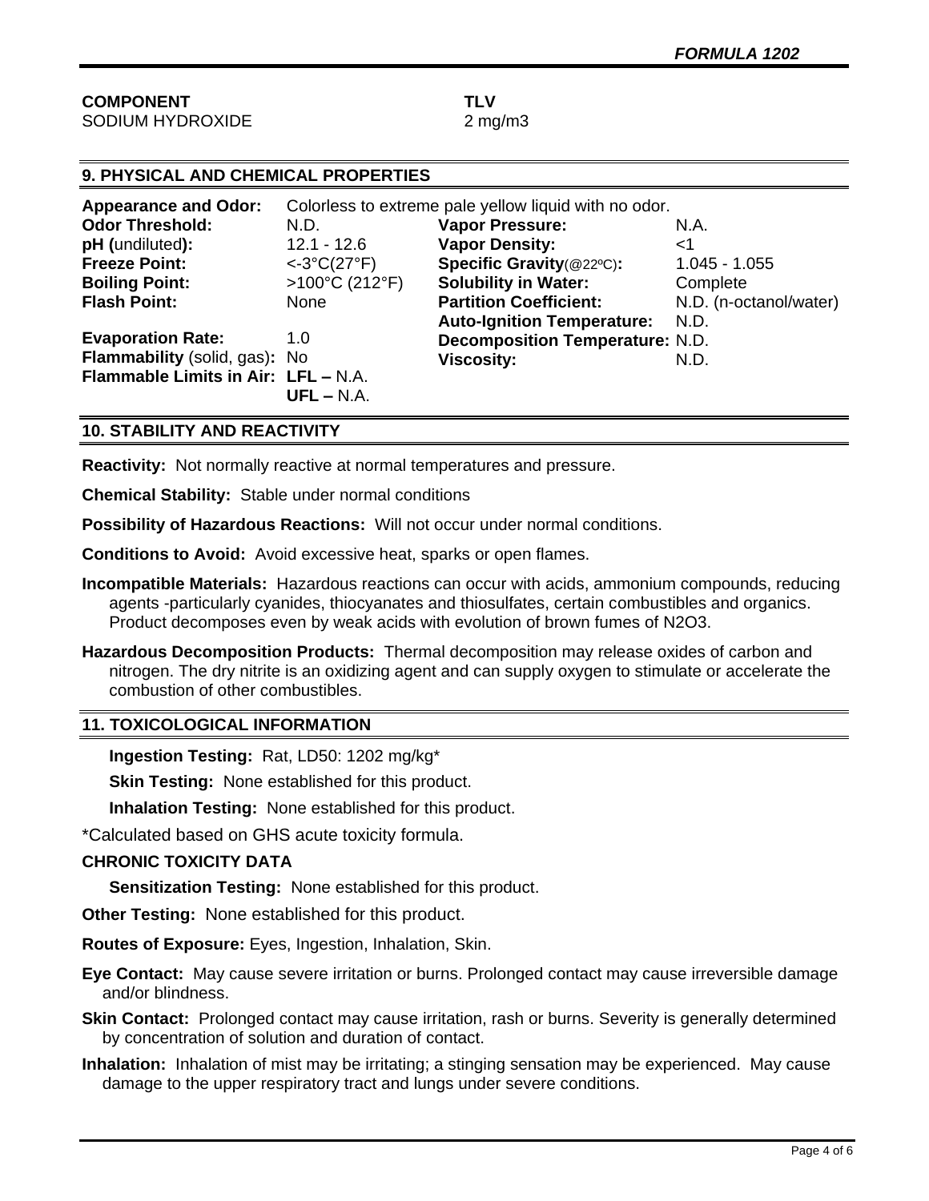| COMPONENT | TLV |
|---|---|
| SODIUM HYDROXIDE | 2 mg/m3 |

## 9. PHYSICAL AND CHEMICAL PROPERTIES

**Appearance and Odor:** Colorless to extreme pale yellow liquid with no odor.

| | | | |
|---|---|---|---|
| **Odor Threshold:** | N.D. | **Vapor Pressure:** | N.A. |
| **pH** (undiluted)**:** | 12.1 - 12.6 | **Vapor Density:** | <1 |
| **Freeze Point:** | <-3°C(27°F) | **Specific Gravity**(@22ºC)**:** | 1.045 - 1.055 |
| **Boiling Point:** | >100°C (212°F) | **Solubility in Water:** | Complete |
| **Flash Point:** | None | **Partition Coefficient:** | N.D. (n-octanol/water) |
| | | **Auto-Ignition Temperature:** | N.D. |
| **Evaporation Rate:** | 1.0 | **Decomposition Temperature:** | N.D. |
| **Flammability** (solid, gas)**:** | No | **Viscosity:** | N.D. |
| **Flammable Limits in Air:** | **LFL –** N.A. **UFL –** N.A. | | |

## 10. STABILITY AND REACTIVITY

**Reactivity:** Not normally reactive at normal temperatures and pressure.

**Chemical Stability:** Stable under normal conditions

**Possibility of Hazardous Reactions:** Will not occur under normal conditions.

**Conditions to Avoid:** Avoid excessive heat, sparks or open flames.

**Incompatible Materials:** Hazardous reactions can occur with acids, ammonium compounds, reducing agents -particularly cyanides, thiocyanates and thiosulfates, certain combustibles and organics. Product decomposes even by weak acids with evolution of brown fumes of $N_2O_3$.

**Hazardous Decomposition Products:** Thermal decomposition may release oxides of carbon and nitrogen. The dry nitrite is an oxidizing agent and can supply oxygen to stimulate or accelerate the combustion of other combustibles.

## 11. TOXICOLOGICAL INFORMATION

**Ingestion Testing:** Rat, LD50: 1202 mg/kg*

**Skin Testing:** None established for this product.

**Inhalation Testing:** None established for this product.

*Calculated based on GHS acute toxicity formula.

**CHRONIC TOXICITY DATA**

**Sensitization Testing:** None established for this product.

**Other Testing:** None established for this product.

**Routes of Exposure:** Eyes, Ingestion, Inhalation, Skin.

**Eye Contact:** May cause severe irritation or burns. Prolonged contact may cause irreversible damage and/or blindness.

**Skin Contact:** Prolonged contact may cause irritation, rash or burns. Severity is generally determined by concentration of solution and duration of contact.

**Inhalation:** Inhalation of mist may be irritating; a stinging sensation may be experienced. May cause damage to the upper respiratory tract and lungs under severe conditions.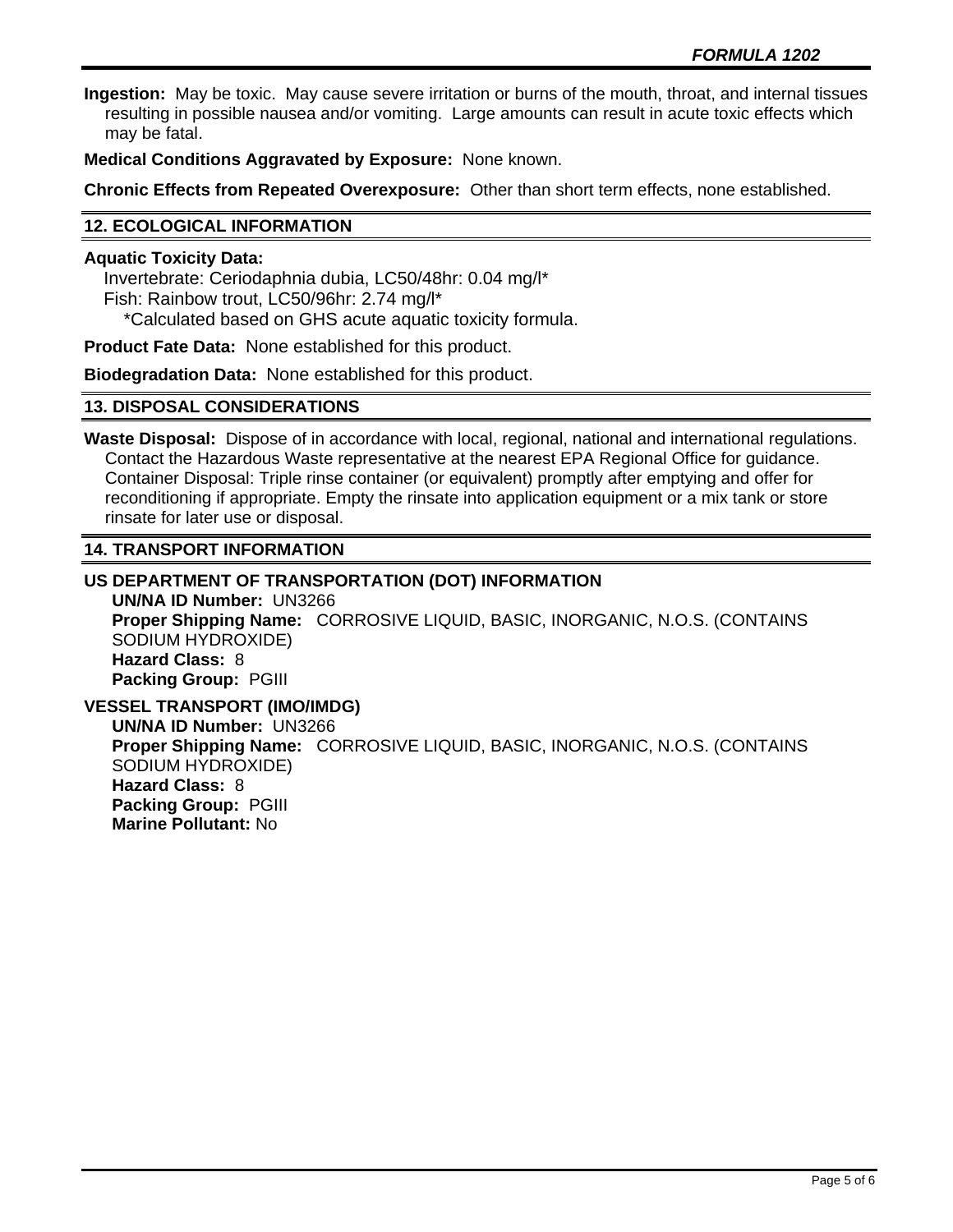**Ingestion:** May be toxic. May cause severe irritation or burns of the mouth, throat, and internal tissues resulting in possible nausea and/or vomiting. Large amounts can result in acute toxic effects which may be fatal.

**Medical Conditions Aggravated by Exposure:** None known.

**Chronic Effects from Repeated Overexposure:** Other than short term effects, none established.

## 12. ECOLOGICAL INFORMATION

**Aquatic Toxicity Data:**

Invertebrate: Ceriodaphnia dubia, LC50/48hr: 0.04 mg/l*
Fish: Rainbow trout, LC50/96hr: 2.74 mg/l*
*Calculated based on GHS acute aquatic toxicity formula.

**Product Fate Data:** None established for this product.

**Biodegradation Data:** None established for this product.

## 13. DISPOSAL CONSIDERATIONS

**Waste Disposal:** Dispose of in accordance with local, regional, national and international regulations. Contact the Hazardous Waste representative at the nearest EPA Regional Office for guidance. Container Disposal: Triple rinse container (or equivalent) promptly after emptying and offer for reconditioning if appropriate. Empty the rinsate into application equipment or a mix tank or store rinsate for later use or disposal.

## 14. TRANSPORT INFORMATION

**US DEPARTMENT OF TRANSPORTATION (DOT) INFORMATION**

**UN/NA ID Number:** UN3266
**Proper Shipping Name:** CORROSIVE LIQUID, BASIC, INORGANIC, N.O.S. (CONTAINS SODIUM HYDROXIDE)
**Hazard Class:** 8
**Packing Group:** PGIII

**VESSEL TRANSPORT (IMO/IMDG)**

**UN/NA ID Number:** UN3266
**Proper Shipping Name:** CORROSIVE LIQUID, BASIC, INORGANIC, N.O.S. (CONTAINS SODIUM HYDROXIDE)
**Hazard Class:** 8
**Packing Group:** PGIII
**Marine Pollutant:** No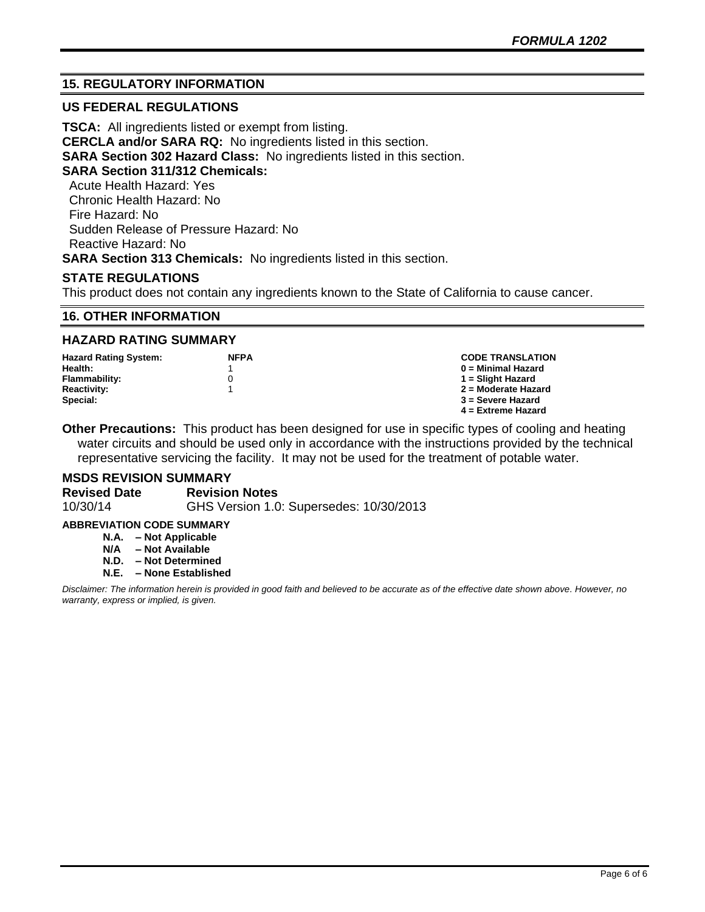## 15. REGULATORY INFORMATION

### US FEDERAL REGULATIONS

**TSCA:** All ingredients listed or exempt from listing.
**CERCLA and/or SARA RQ:** No ingredients listed in this section.
**SARA Section 302 Hazard Class:** No ingredients listed in this section.
**SARA Section 311/312 Chemicals:**
Acute Health Hazard: Yes
Chronic Health Hazard: No
Fire Hazard: No
Sudden Release of Pressure Hazard: No
Reactive Hazard: No
**SARA Section 313 Chemicals:** No ingredients listed in this section.

### STATE REGULATIONS

This product does not contain any ingredients known to the State of California to cause cancer.

## 16. OTHER INFORMATION

### HAZARD RATING SUMMARY

| Hazard Rating System: | NFPA | CODE TRANSLATION |
|---|---|---|
| Health: | 1 | 0 = Minimal Hazard |
| Flammability: | 0 | 1 = Slight Hazard |
| Reactivity: | 1 | 2 = Moderate Hazard |
| Special: | | 3 = Severe Hazard |
| | | 4 = Extreme Hazard |

**Other Precautions:** This product has been designed for use in specific types of cooling and heating water circuits and should be used only in accordance with the instructions provided by the technical representative servicing the facility. It may not be used for the treatment of potable water.

### MSDS REVISION SUMMARY

| Revised Date | Revision Notes |
|---|---|
| 10/30/14 | GHS Version 1.0: Supersedes: 10/30/2013 |

**ABBREVIATION CODE SUMMARY**

- **N.A. – Not Applicable**
- **N/A – Not Available**
- **N.D. – Not Determined**
- **N.E. – None Established**

*Disclaimer: The information herein is provided in good faith and believed to be accurate as of the effective date shown above. However, no warranty, express or implied, is given.*